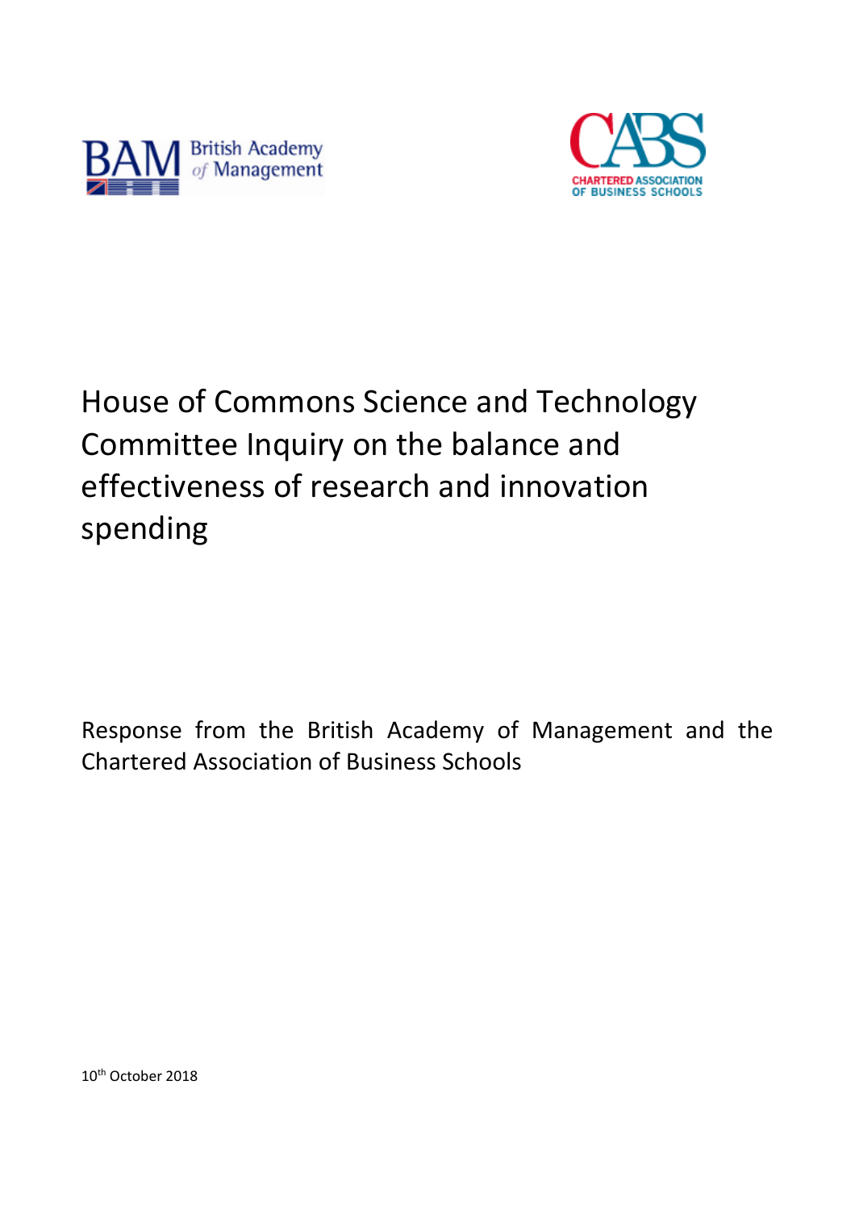British Academy of Management

Chartered Association of Business Schools

# House of Commons Science and Technology Committee Inquiry on the balance and effectiveness of research and innovation spending

Response from the British Academy of Management and the Chartered Association of Business Schools

10th October 2018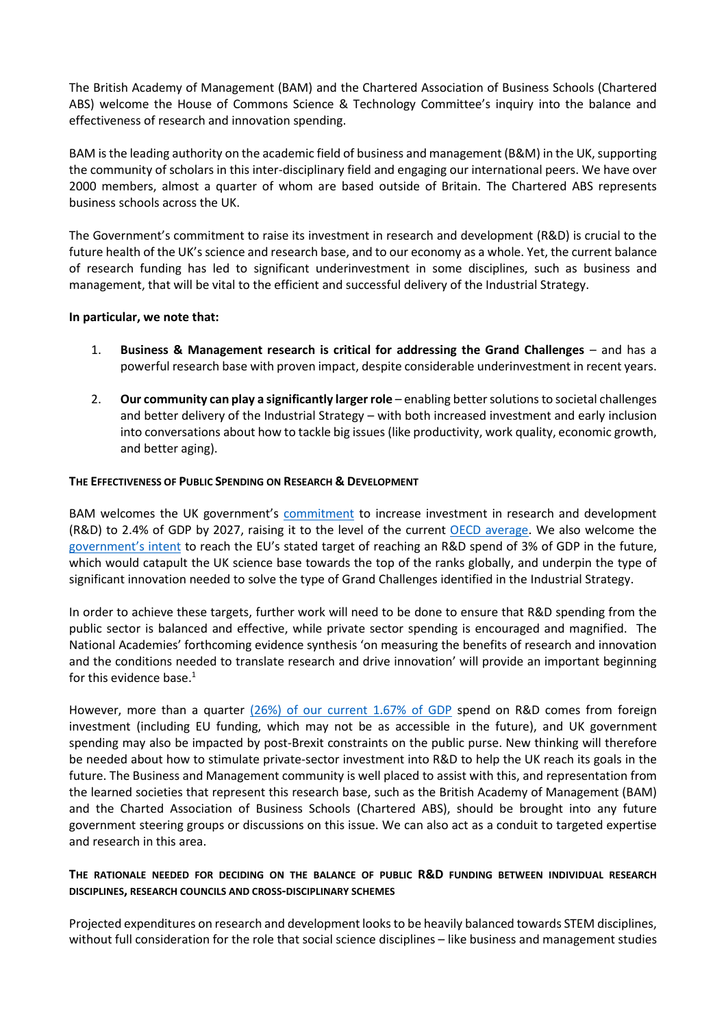The British Academy of Management (BAM) and the Chartered Association of Business Schools (Chartered ABS) welcome the House of Commons Science & Technology Committee's inquiry into the balance and effectiveness of research and innovation spending.

BAM is the leading authority on the academic field of business and management (B&M) in the UK, supporting the community of scholars in this inter-disciplinary field and engaging our international peers. We have over 2000 members, almost a quarter of whom are based outside of Britain. The Chartered ABS represents business schools across the UK.

The Government's commitment to raise its investment in research and development (R&D) is crucial to the future health of the UK's science and research base, and to our economy as a whole. Yet, the current balance of research funding has led to significant underinvestment in some disciplines, such as business and management, that will be vital to the efficient and successful delivery of the Industrial Strategy.

**In particular, we note that:**

1. **Business & Management research is critical for addressing the Grand Challenges** – and has a powerful research base with proven impact, despite considerable underinvestment in recent years.
2. **Our community can play a significantly larger role** – enabling better solutions to societal challenges and better delivery of the Industrial Strategy – with both increased investment and early inclusion into conversations about how to tackle big issues (like productivity, work quality, economic growth, and better aging).

**THE EFFECTIVENESS OF PUBLIC SPENDING ON RESEARCH & DEVELOPMENT**

BAM welcomes the UK government's commitment to increase investment in research and development (R&D) to 2.4% of GDP by 2027, raising it to the level of the current OECD average. We also welcome the government's intent to reach the EU's stated target of reaching an R&D spend of 3% of GDP in the future, which would catapult the UK science base towards the top of the ranks globally, and underpin the type of significant innovation needed to solve the type of Grand Challenges identified in the Industrial Strategy.

In order to achieve these targets, further work will need to be done to ensure that R&D spending from the public sector is balanced and effective, while private sector spending is encouraged and magnified. The National Academies' forthcoming evidence synthesis 'on measuring the benefits of research and innovation and the conditions needed to translate research and drive innovation' will provide an important beginning for this evidence base.[1]

However, more than a quarter (26%) of our current 1.67% of GDP spend on R&D comes from foreign investment (including EU funding, which may not be as accessible in the future), and UK government spending may also be impacted by post-Brexit constraints on the public purse. New thinking will therefore be needed about how to stimulate private-sector investment into R&D to help the UK reach its goals in the future. The Business and Management community is well placed to assist with this, and representation from the learned societies that represent this research base, such as the British Academy of Management (BAM) and the Charted Association of Business Schools (Chartered ABS), should be brought into any future government steering groups or discussions on this issue. We can also act as a conduit to targeted expertise and research in this area.

**THE RATIONALE NEEDED FOR DECIDING ON THE BALANCE OF PUBLIC R&D FUNDING BETWEEN INDIVIDUAL RESEARCH DISCIPLINES, RESEARCH COUNCILS AND CROSS-DISCIPLINARY SCHEMES**

Projected expenditures on research and development looks to be heavily balanced towards STEM disciplines, without full consideration for the role that social science disciplines – like business and management studies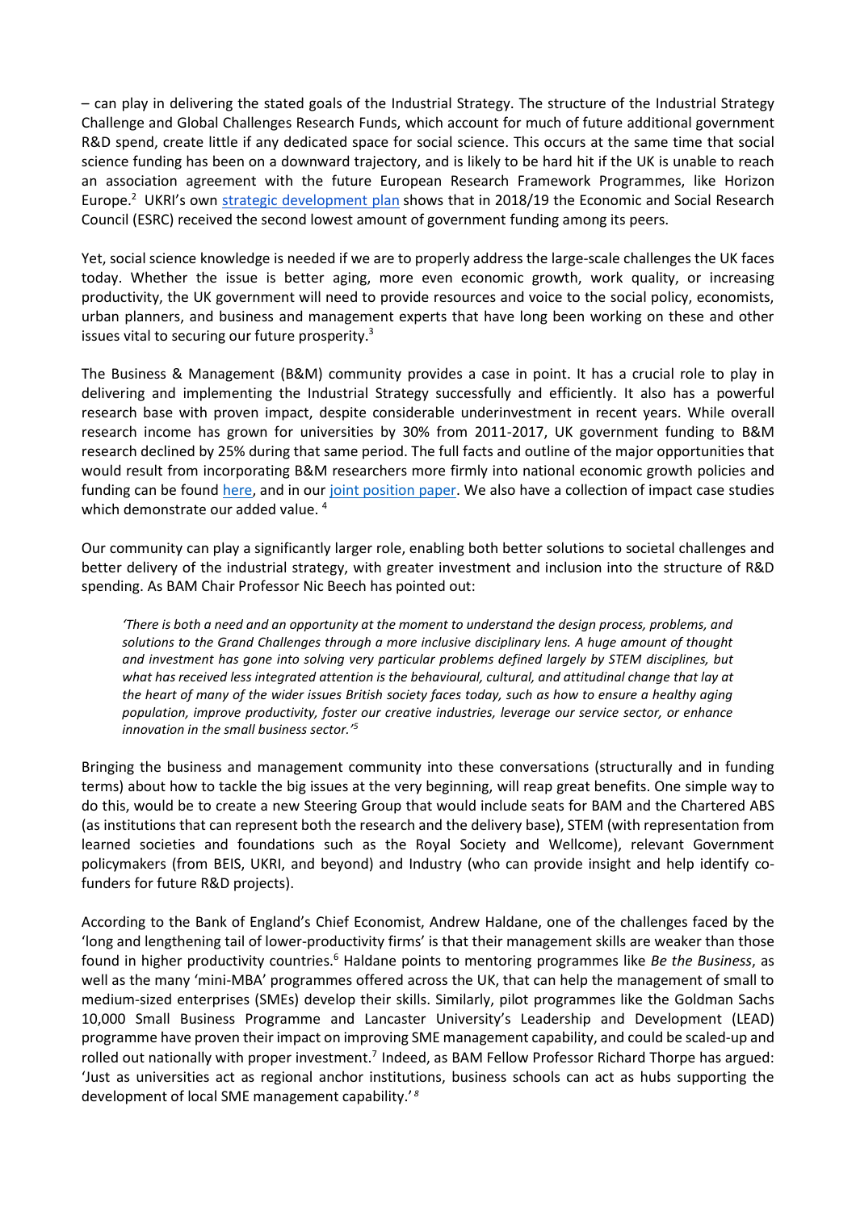– can play in delivering the stated goals of the Industrial Strategy. The structure of the Industrial Strategy Challenge and Global Challenges Research Funds, which account for much of future additional government R&D spend, create little if any dedicated space for social science. This occurs at the same time that social science funding has been on a downward trajectory, and is likely to be hard hit if the UK is unable to reach an association agreement with the future European Research Framework Programmes, like Horizon Europe.[2] UKRI's own strategic development plan shows that in 2018/19 the Economic and Social Research Council (ESRC) received the second lowest amount of government funding among its peers.

Yet, social science knowledge is needed if we are to properly address the large-scale challenges the UK faces today. Whether the issue is better aging, more even economic growth, work quality, or increasing productivity, the UK government will need to provide resources and voice to the social policy, economists, urban planners, and business and management experts that have long been working on these and other issues vital to securing our future prosperity.[3]

The Business & Management (B&M) community provides a case in point. It has a crucial role to play in delivering and implementing the Industrial Strategy successfully and efficiently. It also has a powerful research base with proven impact, despite considerable underinvestment in recent years. While overall research income has grown for universities by 30% from 2011-2017, UK government funding to B&M research declined by 25% during that same period. The full facts and outline of the major opportunities that would result from incorporating B&M researchers more firmly into national economic growth policies and funding can be found here, and in our joint position paper. We also have a collection of impact case studies which demonstrate our added value. [4]

Our community can play a significantly larger role, enabling both better solutions to societal challenges and better delivery of the industrial strategy, with greater investment and inclusion into the structure of R&D spending. As BAM Chair Professor Nic Beech has pointed out:

> *'There is both a need and an opportunity at the moment to understand the design process, problems, and solutions to the Grand Challenges through a more inclusive disciplinary lens. A huge amount of thought and investment has gone into solving very particular problems defined largely by STEM disciplines, but what has received less integrated attention is the behavioural, cultural, and attitudinal change that lay at the heart of many of the wider issues British society faces today, such as how to ensure a healthy aging population, improve productivity, foster our creative industries, leverage our service sector, or enhance innovation in the small business sector.'*[5]

Bringing the business and management community into these conversations (structurally and in funding terms) about how to tackle the big issues at the very beginning, will reap great benefits. One simple way to do this, would be to create a new Steering Group that would include seats for BAM and the Chartered ABS (as institutions that can represent both the research and the delivery base), STEM (with representation from learned societies and foundations such as the Royal Society and Wellcome), relevant Government policymakers (from BEIS, UKRI, and beyond) and Industry (who can provide insight and help identify co-funders for future R&D projects).

According to the Bank of England's Chief Economist, Andrew Haldane, one of the challenges faced by the 'long and lengthening tail of lower-productivity firms' is that their management skills are weaker than those found in higher productivity countries.[6] Haldane points to mentoring programmes like *Be the Business*, as well as the many 'mini-MBA' programmes offered across the UK, that can help the management of small to medium-sized enterprises (SMEs) develop their skills. Similarly, pilot programmes like the Goldman Sachs 10,000 Small Business Programme and Lancaster University's Leadership and Development (LEAD) programme have proven their impact on improving SME management capability, and could be scaled-up and rolled out nationally with proper investment.[7] Indeed, as BAM Fellow Professor Richard Thorpe has argued: 'Just as universities act as regional anchor institutions, business schools can act as hubs supporting the development of local SME management capability.'[8]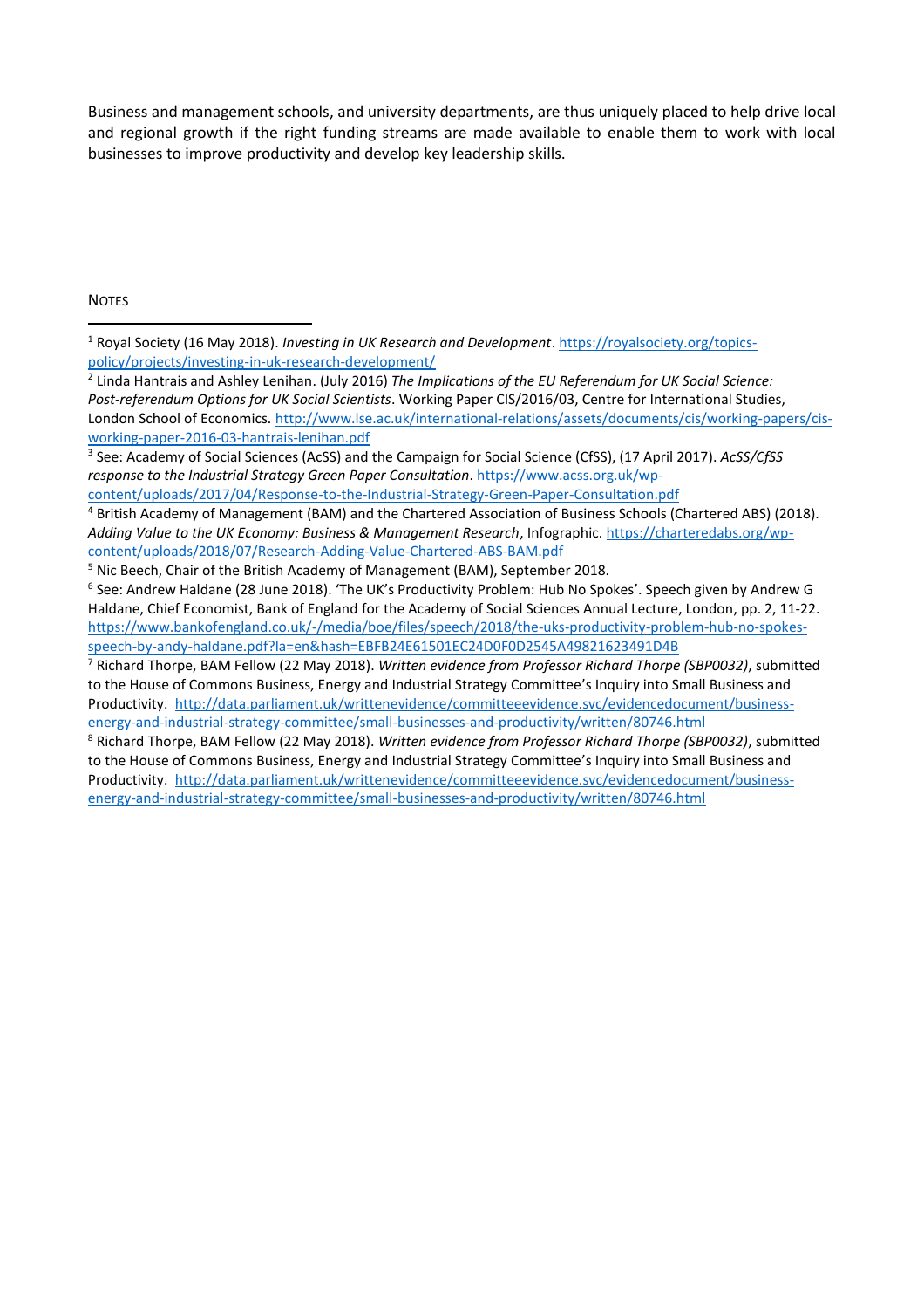Business and management schools, and university departments, are thus uniquely placed to help drive local and regional growth if the right funding streams are made available to enable them to work with local businesses to improve productivity and develop key leadership skills.

NOTES

[1] Royal Society (16 May 2018). *Investing in UK Research and Development*. https://royalsociety.org/topics-policy/projects/investing-in-uk-research-development/

[2] Linda Hantrais and Ashley Lenihan. (July 2016) *The Implications of the EU Referendum for UK Social Science: Post-referendum Options for UK Social Scientists*. Working Paper CIS/2016/03, Centre for International Studies, London School of Economics. http://www.lse.ac.uk/international-relations/assets/documents/cis/working-papers/cis-working-paper-2016-03-hantrais-lenihan.pdf

[3] See: Academy of Social Sciences (AcSS) and the Campaign for Social Science (CfSS), (17 April 2017). *AcSS/CfSS response to the Industrial Strategy Green Paper Consultation*. https://www.acss.org.uk/wp-content/uploads/2017/04/Response-to-the-Industrial-Strategy-Green-Paper-Consultation.pdf

[4] British Academy of Management (BAM) and the Chartered Association of Business Schools (Chartered ABS) (2018). *Adding Value to the UK Economy: Business & Management Research*, Infographic. https://charteredabs.org/wp-content/uploads/2018/07/Research-Adding-Value-Chartered-ABS-BAM.pdf

[5] Nic Beech, Chair of the British Academy of Management (BAM), September 2018.

[6] See: Andrew Haldane (28 June 2018). 'The UK's Productivity Problem: Hub No Spokes'. Speech given by Andrew G Haldane, Chief Economist, Bank of England for the Academy of Social Sciences Annual Lecture, London, pp. 2, 11-22. https://www.bankofengland.co.uk/-/media/boe/files/speech/2018/the-uks-productivity-problem-hub-no-spokes-speech-by-andy-haldane.pdf?la=en&hash=EBFB24E61501EC24D0F0D2545A49821623491D4B

[7] Richard Thorpe, BAM Fellow (22 May 2018). *Written evidence from Professor Richard Thorpe (SBP0032)*, submitted to the House of Commons Business, Energy and Industrial Strategy Committee's Inquiry into Small Business and Productivity. http://data.parliament.uk/writtenevidence/committeeevidence.svc/evidencedocument/business-energy-and-industrial-strategy-committee/small-businesses-and-productivity/written/80746.html

[8] Richard Thorpe, BAM Fellow (22 May 2018). *Written evidence from Professor Richard Thorpe (SBP0032)*, submitted to the House of Commons Business, Energy and Industrial Strategy Committee's Inquiry into Small Business and Productivity. http://data.parliament.uk/writtenevidence/committeeevidence.svc/evidencedocument/business-energy-and-industrial-strategy-committee/small-businesses-and-productivity/written/80746.html